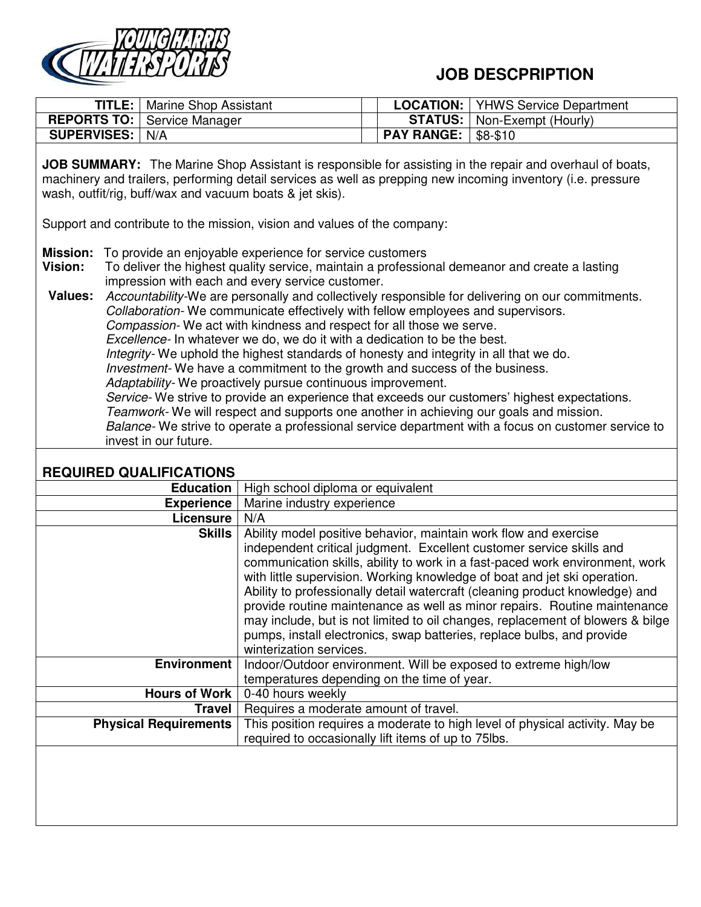# JOB DESCPRIPTION

| **TITLE:** | Marine Shop Assistant | | **LOCATION:** | YHWS Service Department |
|---|---|---|---|---|
| **REPORTS TO:** | Service Manager | | **STATUS:** | Non-Exempt (Hourly) |
| **SUPERVISES:** | N/A | | **PAY RANGE:** | $8-$10 |

**JOB SUMMARY:** The Marine Shop Assistant is responsible for assisting in the repair and overhaul of boats, machinery and trailers, performing detail services as well as prepping new incoming inventory (i.e. pressure wash, outfit/rig, buff/wax and vacuum boats & jet skis).

Support and contribute to the mission, vision and values of the company:

**Mission:** To provide an enjoyable experience for service customers

**Vision:** To deliver the highest quality service, maintain a professional demeanor and create a lasting impression with each and every service customer.

**Values:**
*Accountability*-We are personally and collectively responsible for delivering on our commitments.
*Collaboration*- We communicate effectively with fellow employees and supervisors.
*Compassion*- We act with kindness and respect for all those we serve.
*Excellence*- In whatever we do, we do it with a dedication to be the best.
*Integrity*- We uphold the highest standards of honesty and integrity in all that we do.
*Investment*- We have a commitment to the growth and success of the business.
*Adaptability*- We proactively pursue continuous improvement.
*Service*- We strive to provide an experience that exceeds our customers' highest expectations.
*Teamwork*- We will respect and supports one another in achieving our goals and mission.
*Balance*- We strive to operate a professional service department with a focus on customer service to invest in our future.

## REQUIRED QUALIFICATIONS

| | |
|---|---|
| **Education** | High school diploma or equivalent |
| **Experience** | Marine industry experience |
| **Licensure** | N/A |
| **Skills** | Ability model positive behavior, maintain work flow and exercise independent critical judgment. Excellent customer service skills and communication skills, ability to work in a fast-paced work environment, work with little supervision. Working knowledge of boat and jet ski operation. Ability to professionally detail watercraft (cleaning product knowledge) and provide routine maintenance as well as minor repairs. Routine maintenance may include, but is not limited to oil changes, replacement of blowers & bilge pumps, install electronics, swap batteries, replace bulbs, and provide winterization services. |
| **Environment** | Indoor/Outdoor environment. Will be exposed to extreme high/low temperatures depending on the time of year. |
| **Hours of Work** | 0-40 hours weekly |
| **Travel** | Requires a moderate amount of travel. |
| **Physical Requirements** | This position requires a moderate to high level of physical activity. May be required to occasionally lift items of up to 75lbs. |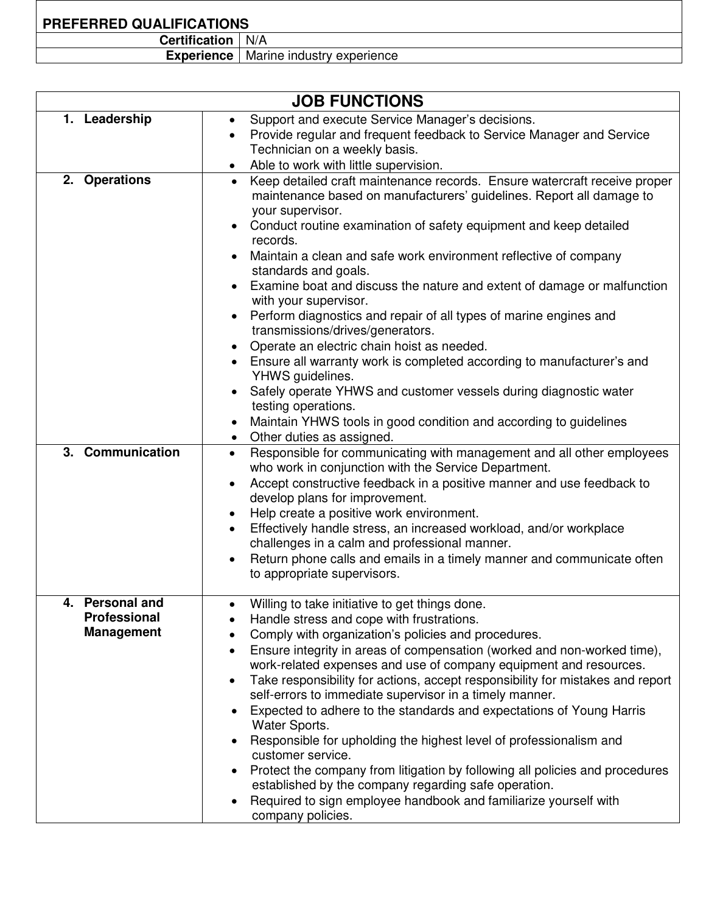| PREFERRED QUALIFICATIONS | |
|---|---|
| **Certification** | N/A |
| **Experience** | Marine industry experience |

| JOB FUNCTIONS | |
|---|---|
| **1. Leadership** | • Support and execute Service Manager's decisions.<br>• Provide regular and frequent feedback to Service Manager and Service Technician on a weekly basis.<br>• Able to work with little supervision. |
| **2. Operations** | • Keep detailed craft maintenance records. Ensure watercraft receive proper maintenance based on manufacturers' guidelines. Report all damage to your supervisor.<br>• Conduct routine examination of safety equipment and keep detailed records.<br>• Maintain a clean and safe work environment reflective of company standards and goals.<br>• Examine boat and discuss the nature and extent of damage or malfunction with your supervisor.<br>• Perform diagnostics and repair of all types of marine engines and transmissions/drives/generators.<br>• Operate an electric chain hoist as needed.<br>• Ensure all warranty work is completed according to manufacturer's and YHWS guidelines.<br>• Safely operate YHWS and customer vessels during diagnostic water testing operations.<br>• Maintain YHWS tools in good condition and according to guidelines<br>• Other duties as assigned. |
| **3. Communication** | • Responsible for communicating with management and all other employees who work in conjunction with the Service Department.<br>• Accept constructive feedback in a positive manner and use feedback to develop plans for improvement.<br>• Help create a positive work environment.<br>• Effectively handle stress, an increased workload, and/or workplace challenges in a calm and professional manner.<br>• Return phone calls and emails in a timely manner and communicate often to appropriate supervisors. |
| **4. Personal and Professional Management** | • Willing to take initiative to get things done.<br>• Handle stress and cope with frustrations.<br>• Comply with organization's policies and procedures.<br>• Ensure integrity in areas of compensation (worked and non-worked time), work-related expenses and use of company equipment and resources.<br>• Take responsibility for actions, accept responsibility for mistakes and report self-errors to immediate supervisor in a timely manner.<br>• Expected to adhere to the standards and expectations of Young Harris Water Sports.<br>• Responsible for upholding the highest level of professionalism and customer service.<br>• Protect the company from litigation by following all policies and procedures established by the company regarding safe operation.<br>• Required to sign employee handbook and familiarize yourself with company policies. |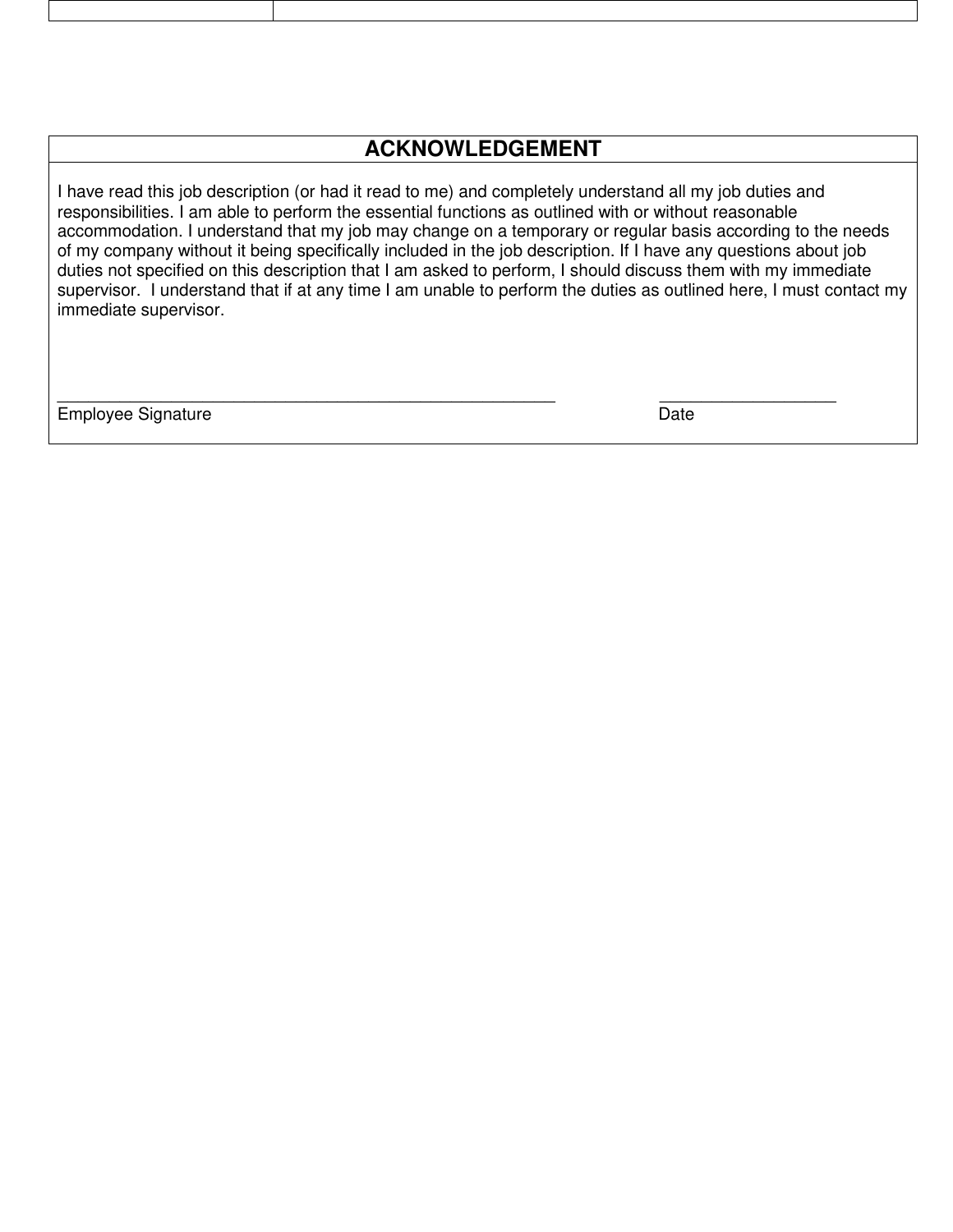| | |
|---|---|
| | |

## ACKNOWLEDGEMENT

I have read this job description (or had it read to me) and completely understand all my job duties and responsibilities. I am able to perform the essential functions as outlined with or without reasonable accommodation. I understand that my job may change on a temporary or regular basis according to the needs of my company without it being specifically included in the job description. If I have any questions about job duties not specified on this description that I am asked to perform, I should discuss them with my immediate supervisor. I understand that if at any time I am unable to perform the duties as outlined here, I must contact my immediate supervisor.

_______________________________________________________ ___________________

Employee Signature Date